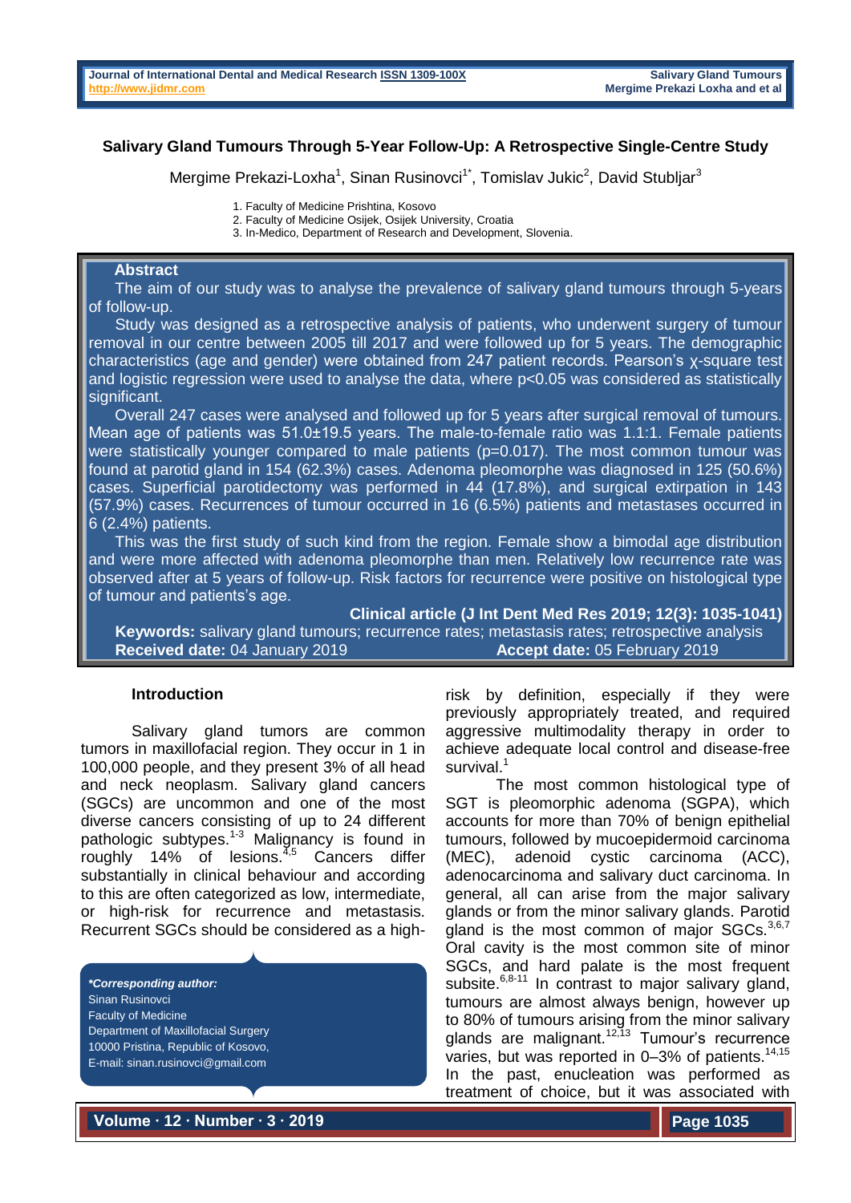# Salivary Gland Tumours Through 5-Year Follow-Up: A Retrospective Single-Centre Study

Mergime Prekazi-Loxha[1], Sinan Rusinovci[1*], Tomislav Jukic[2], David Stubljar[3]

1. Faculty of Medicine Prishtina, Kosovo
2. Faculty of Medicine Osijek, Osijek University, Croatia
3. In-Medico, Department of Research and Development, Slovenia.

## Abstract

The aim of our study was to analyse the prevalence of salivary gland tumours through 5-years of follow-up.

Study was designed as a retrospective analysis of patients, who underwent surgery of tumour removal in our centre between 2005 till 2017 and were followed up for 5 years. The demographic characteristics (age and gender) were obtained from 247 patient records. Pearson's χ-square test and logistic regression were used to analyse the data, where $p<0.05$ was considered as statistically significant.

Overall 247 cases were analysed and followed up for 5 years after surgical removal of tumours. Mean age of patients was 51.0±19.5 years. The male-to-female ratio was 1.1:1. Female patients were statistically younger compared to male patients ($p=0.017$). The most common tumour was found at parotid gland in 154 (62.3%) cases. Adenoma pleomorphe was diagnosed in 125 (50.6%) cases. Superficial parotidectomy was performed in 44 (17.8%), and surgical extirpation in 143 (57.9%) cases. Recurrences of tumour occurred in 16 (6.5%) patients and metastases occurred in 6 (2.4%) patients.

This was the first study of such kind from the region. Female show a bimodal age distribution and were more affected with adenoma pleomorphe than men. Relatively low recurrence rate was observed after at 5 years of follow-up. Risk factors for recurrence were positive on histological type of tumour and patients's age.

**Clinical article (J Int Dent Med Res 2019; 12(3): 1035-1041)**

**Keywords:** salivary gland tumours; recurrence rates; metastasis rates; retrospective analysis

**Received date:** 04 January 2019 **Accept date:** 05 February 2019

## Introduction

Salivary gland tumors are common tumors in maxillofacial region. They occur in 1 in 100,000 people, and they present 3% of all head and neck neoplasm. Salivary gland cancers (SGCs) are uncommon and one of the most diverse cancers consisting of up to 24 different pathologic subtypes.[1-3] Malignancy is found in roughly 14% of lesions.[4,5] Cancers differ substantially in clinical behaviour and according to this are often categorized as low, intermediate, or high-risk for recurrence and metastasis. Recurrent SGCs should be considered as a high-risk by definition, especially if they were previously appropriately treated, and required aggressive multimodality therapy in order to achieve adequate local control and disease-free survival.[1]

The most common histological type of SGT is pleomorphic adenoma (SGPA), which accounts for more than 70% of benign epithelial tumours, followed by mucoepidermoid carcinoma (MEC), adenoid cystic carcinoma (ACC), adenocarcinoma and salivary duct carcinoma. In general, all can arise from the major salivary glands or from the minor salivary glands. Parotid gland is the most common of major SGCs.[3,6,7] Oral cavity is the most common site of minor SGCs, and hard palate is the most frequent subsite.[6,8-11] In contrast to major salivary gland, tumours are almost always benign, however up to 80% of tumours arising from the minor salivary glands are malignant.[12,13] Tumour's recurrence varies, but was reported in 0–3% of patients.[14,15] In the past, enucleation was performed as treatment of choice, but it was associated with

*Corresponding author:
Sinan Rusinovci
Faculty of Medicine
Department of Maxillofacial Surgery
10000 Pristina, Republic of Kosovo,
E-mail: sinan.rusinovci@gmail.com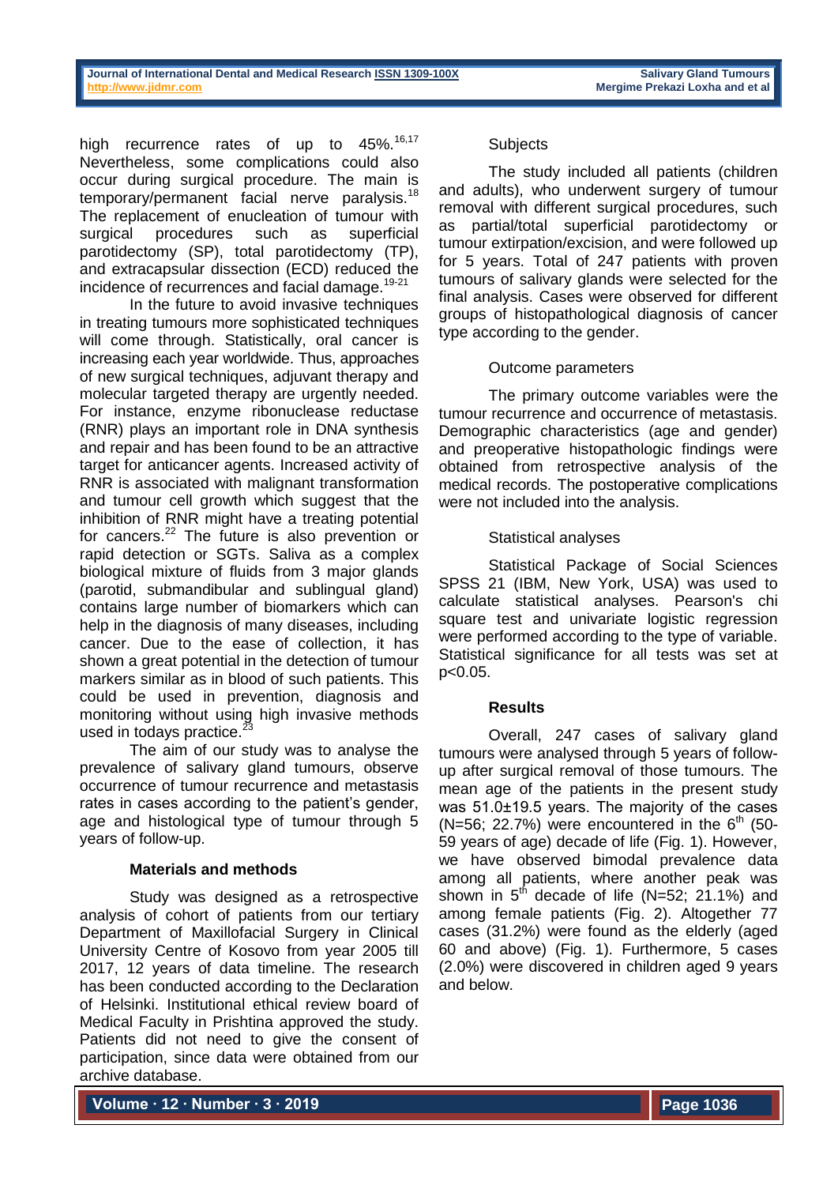high recurrence rates of up to 45%.[16,17] Nevertheless, some complications could also occur during surgical procedure. The main is temporary/permanent facial nerve paralysis.[18] The replacement of enucleation of tumour with surgical procedures such as superficial parotidectomy (SP), total parotidectomy (TP), and extracapsular dissection (ECD) reduced the incidence of recurrences and facial damage.[19-21]

In the future to avoid invasive techniques in treating tumours more sophisticated techniques will come through. Statistically, oral cancer is increasing each year worldwide. Thus, approaches of new surgical techniques, adjuvant therapy and molecular targeted therapy are urgently needed. For instance, enzyme ribonuclease reductase (RNR) plays an important role in DNA synthesis and repair and has been found to be an attractive target for anticancer agents. Increased activity of RNR is associated with malignant transformation and tumour cell growth which suggest that the inhibition of RNR might have a treating potential for cancers.[22] The future is also prevention or rapid detection or SGTs. Saliva as a complex biological mixture of fluids from 3 major glands (parotid, submandibular and sublingual gland) contains large number of biomarkers which can help in the diagnosis of many diseases, including cancer. Due to the ease of collection, it has shown a great potential in the detection of tumour markers similar as in blood of such patients. This could be used in prevention, diagnosis and monitoring without using high invasive methods used in todays practice.[23]

The aim of our study was to analyse the prevalence of salivary gland tumours, observe occurrence of tumour recurrence and metastasis rates in cases according to the patient's gender, age and histological type of tumour through 5 years of follow-up.

## Materials and methods

Study was designed as a retrospective analysis of cohort of patients from our tertiary Department of Maxillofacial Surgery in Clinical University Centre of Kosovo from year 2005 till 2017, 12 years of data timeline. The research has been conducted according to the Declaration of Helsinki. Institutional ethical review board of Medical Faculty in Prishtina approved the study. Patients did not need to give the consent of participation, since data were obtained from our archive database.

### Subjects

The study included all patients (children and adults), who underwent surgery of tumour removal with different surgical procedures, such as partial/total superficial parotidectomy or tumour extirpation/excision, and were followed up for 5 years. Total of 247 patients with proven tumours of salivary glands were selected for the final analysis. Cases were observed for different groups of histopathological diagnosis of cancer type according to the gender.

### Outcome parameters

The primary outcome variables were the tumour recurrence and occurrence of metastasis. Demographic characteristics (age and gender) and preoperative histopathologic findings were obtained from retrospective analysis of the medical records. The postoperative complications were not included into the analysis.

### Statistical analyses

Statistical Package of Social Sciences SPSS 21 (IBM, New York, USA) was used to calculate statistical analyses. Pearson's chi square test and univariate logistic regression were performed according to the type of variable. Statistical significance for all tests was set at $p<0.05$.

## Results

Overall, 247 cases of salivary gland tumours were analysed through 5 years of follow-up after surgical removal of those tumours. The mean age of the patients in the present study was 51.0±19.5 years. The majority of the cases (N=56; 22.7%) were encountered in the $6^{th}$ (50-59 years of age) decade of life (Fig. 1). However, we have observed bimodal prevalence data among all patients, where another peak was shown in $5^{th}$ decade of life (N=52; 21.1%) and among female patients (Fig. 2). Altogether 77 cases (31.2%) were found as the elderly (aged 60 and above) (Fig. 1). Furthermore, 5 cases (2.0%) were discovered in children aged 9 years and below.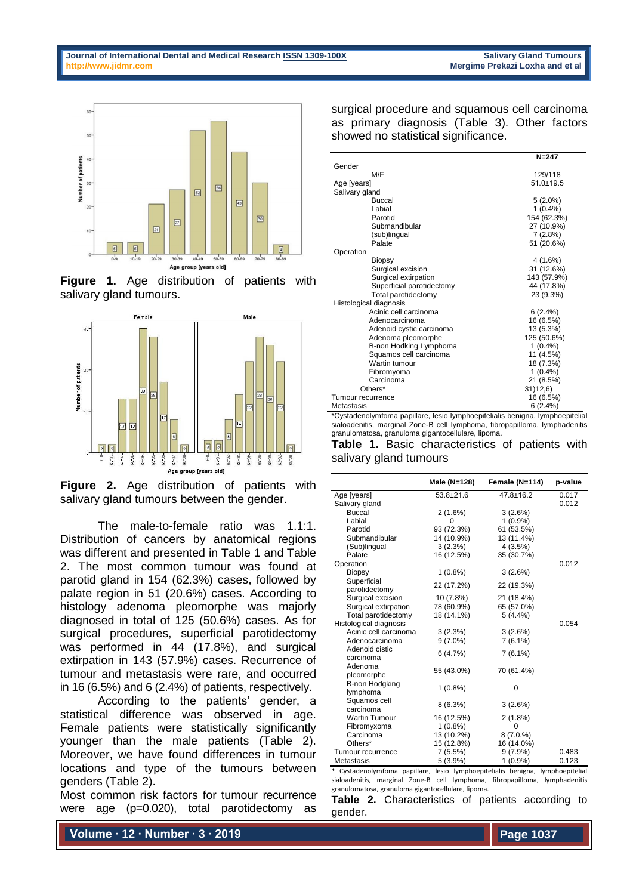Figure 1. Age distribution of patients with salivary gland tumours.

Figure 2. Age distribution of patients with salivary gland tumours between the gender.

The male-to-female ratio was 1.1:1. Distribution of cancers by anatomical regions was different and presented in Table 1 and Table 2. The most common tumour was found at parotid gland in 154 (62.3%) cases, followed by palate region in 51 (20.6%) cases. According to histology adenoma pleomorphe was majorly diagnosed in total of 125 (50.6%) cases. As for surgical procedures, superficial parotidectomy was performed in 44 (17.8%), and surgical extirpation in 143 (57.9%) cases. Recurrence of tumour and metastasis were rare, and occurred in 16 (6.5%) and 6 (2.4%) of patients, respectively.

According to the patients' gender, a statistical difference was observed in age. Female patients were statistically significantly younger than the male patients (Table 2). Moreover, we have found differences in tumour locations and type of the tumours between genders (Table 2).

Most common risk factors for tumour recurrence were age (p=0.020), total parotidectomy as surgical procedure and squamous cell carcinoma as primary diagnosis (Table 3). Other factors showed no statistical significance.

| | N=247 |
|---|---|
| Gender | |
| M/F | 129/118 |
| Age [years] | 51.0±19.5 |
| Salivary gland | |
| Buccal | 5 (2.0%) |
| Labial | 1 (0.4%) |
| Parotid | 154 (62.3%) |
| Submandibular | 27 (10.9%) |
| (sub)lingual | 7 (2.8%) |
| Palate | 51 (20.6%) |
| Operation | |
| Biopsy | 4 (1.6%) |
| Surgical excision | 31 (12.6%) |
| Surgical extirpation | 143 (57.9%) |
| Superficial parotidectomy | 44 (17.8%) |
| Total parotidectomy | 23 (9.3%) |
| Histological diagnosis | |
| Acinic cell carcinoma | 6 (2.4%) |
| Adenocarcinoma | 16 (6.5%) |
| Adenoid cystic carcinoma | 13 (5.3%) |
| Adenoma pleomorphe | 125 (50.6%) |
| B-non Hodking Lymphoma | 1 (0.4%) |
| Squamos cell carcinoma | 11 (4.5%) |
| Wartin tumour | 18 (7.3%) |
| Fibromyoma | 1 (0.4%) |
| Carcinoma | 21 (8.5%) |
| Others* | 31)12,6) |
| Tumour recurrence | 16 (6.5%) |
| Metastasis | 6 (2.4%) |

*Cystadenolymfoma papillare, lesio lymphoepitelialis benigna, lymphoepitelial sialoadenitis, marginal Zone-B cell lymphoma, fibropapilloma, lymphadenitis granulomatosa, granuloma gigantocellulare, lipoma.

**Table 1.** Basic characteristics of patients with salivary gland tumours

| | Male (N=128) | Female (N=114) | p-value |
|---|---|---|---|
| Age [years] | 53.8±21.6 | 47.8±16.2 | 0.017 |
| Salivary gland | | | 0.012 |
| Buccal | 2 (1.6%) | 3 (2.6%) | |
| Labial | 0 | 1 (0.9%) | |
| Parotid | 93 (72.3%) | 61 (53.5%) | |
| Submandibular | 14 (10.9%) | 13 (11.4%) | |
| (Sub)lingual | 3 (2.3%) | 4 (3.5%) | |
| Palate | 16 (12.5%) | 35 (30.7%) | |
| Operation | | | 0.012 |
| Biopsy | 1 (0.8%) | 3 (2.6%) | |
| Superficial parotidectomy | 22 (17.2%) | 22 (19.3%) | |
| Surgical excision | 10 (7.8%) | 21 (18.4%) | |
| Surgical extirpation | 78 (60.9%) | 65 (57.0%) | |
| Total parotidectomy | 18 (14.1%) | 5 (4.4%) | |
| Histological diagnosis | | | 0.054 |
| Acinic cell carcinoma | 3 (2.3%) | 3 (2.6%) | |
| Adenocarcinoma | 9 (7.0%) | 7 (6.1%) | |
| Adenoid cistic carcinoma | 6 (4.7%) | 7 (6.1%) | |
| Adenoma pleomorphe | 55 (43.0%) | 70 (61.4%) | |
| B-non Hodgking lymphoma | 1 (0.8%) | 0 | |
| Squamos cell carcinoma | 8 (6.3%) | 3 (2.6%) | |
| Wartin Tumour | 16 (12.5%) | 2 (1.8%) | |
| Fibromyxoma | 1 (0.8%) | 0 | |
| Carcinoma | 13 (10.2%) | 8 (7.0.%) | |
| Others* | 15 (12.8%) | 16 (14.0%) | |
| Tumour recurrence | 7 (5.5%) | 9 (7.9%) | 0.483 |
| Metastasis | 5 (3.9%) | 1 (0.9%) | 0.123 |

* Cystadenolymfoma papillare, lesio lymphoepitelialis benigna, lymphoepitelial sialoadenitis, marginal Zone-B cell lymphoma, fibropapilloma, lymphadenitis granulomatosa, granuloma gigantocellulare, lipoma.

**Table 2.** Characteristics of patients according to gender.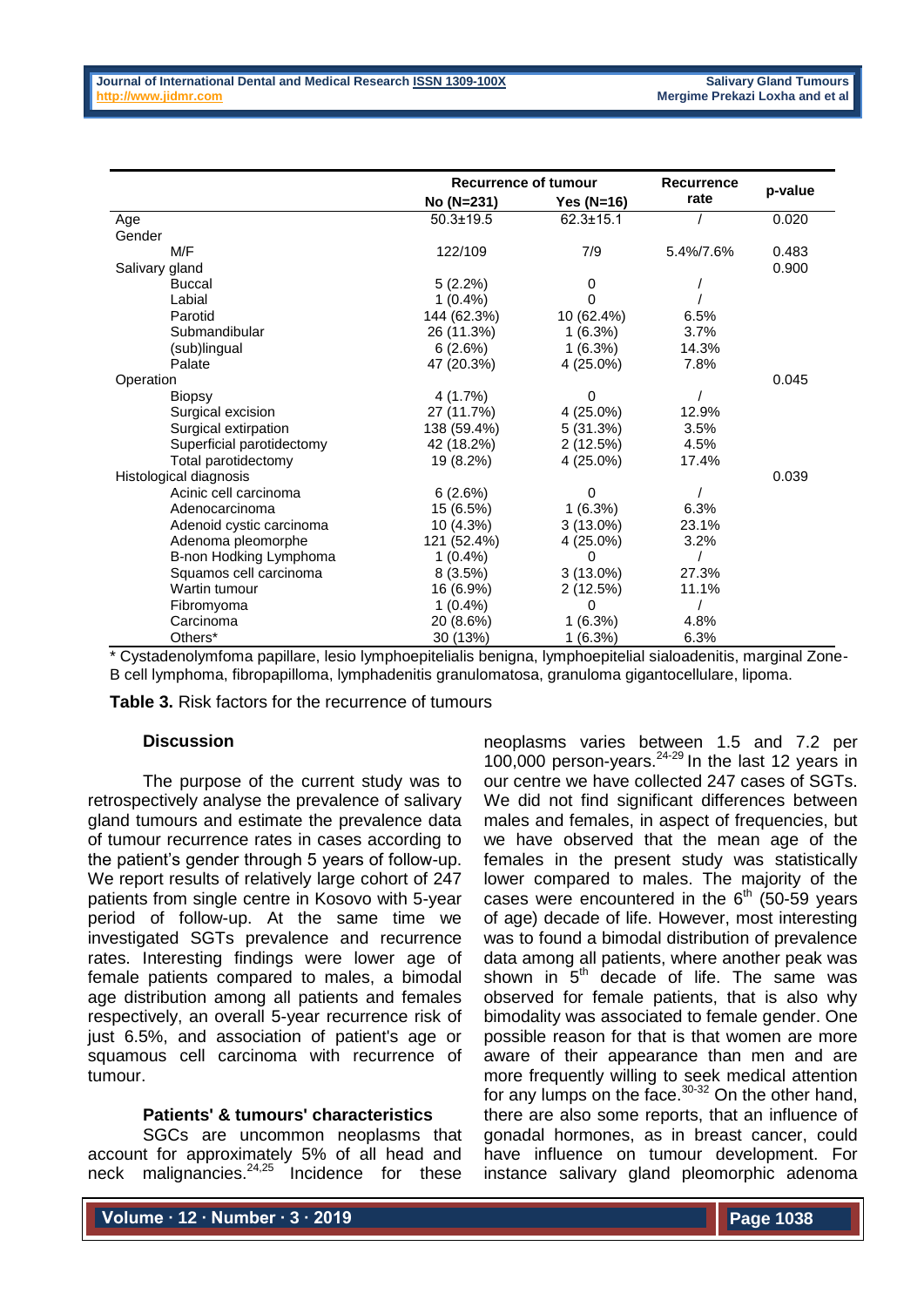| | Recurrence of tumour | | Recurrence rate | p-value |
|---|---|---|---|---|
| | No (N=231) | Yes (N=16) | | |
| Age | 50.3±19.5 | 62.3±15.1 | / | 0.020 |
| Gender | | | | |
| M/F | 122/109 | 7/9 | 5.4%/7.6% | 0.483 |
| Salivary gland | | | | 0.900 |
| Buccal | 5 (2.2%) | 0 | / | |
| Labial | 1 (0.4%) | 0 | / | |
| Parotid | 144 (62.3%) | 10 (62.4%) | 6.5% | |
| Submandibular | 26 (11.3%) | 1 (6.3%) | 3.7% | |
| (sub)lingual | 6 (2.6%) | 1 (6.3%) | 14.3% | |
| Palate | 47 (20.3%) | 4 (25.0%) | 7.8% | |
| Operation | | | | 0.045 |
| Biopsy | 4 (1.7%) | 0 | / | |
| Surgical excision | 27 (11.7%) | 4 (25.0%) | 12.9% | |
| Surgical extirpation | 138 (59.4%) | 5 (31.3%) | 3.5% | |
| Superficial parotidectomy | 42 (18.2%) | 2 (12.5%) | 4.5% | |
| Total parotidectomy | 19 (8.2%) | 4 (25.0%) | 17.4% | |
| Histological diagnosis | | | | 0.039 |
| Acinic cell carcinoma | 6 (2.6%) | 0 | / | |
| Adenocarcinoma | 15 (6.5%) | 1 (6.3%) | 6.3% | |
| Adenoid cystic carcinoma | 10 (4.3%) | 3 (13.0%) | 23.1% | |
| Adenoma pleomorphe | 121 (52.4%) | 4 (25.0%) | 3.2% | |
| B-non Hodking Lymphoma | 1 (0.4%) | 0 | / | |
| Squamos cell carcinoma | 8 (3.5%) | 3 (13.0%) | 27.3% | |
| Wartin tumour | 16 (6.9%) | 2 (12.5%) | 11.1% | |
| Fibromyoma | 1 (0.4%) | 0 | / | |
| Carcinoma | 20 (8.6%) | 1 (6.3%) | 4.8% | |
| Others* | 30 (13%) | 1 (6.3%) | 6.3% | |

\* Cystadenolymfoma papillare, lesio lymphoepitelialis benigna, lymphoepitelial sialoadenitis, marginal Zone-B cell lymphoma, fibropapilloma, lymphadenitis granulomatosa, granuloma gigantocellulare, lipoma.

**Table 3.** Risk factors for the recurrence of tumours

### Discussion

The purpose of the current study was to retrospectively analyse the prevalence of salivary gland tumours and estimate the prevalence data of tumour recurrence rates in cases according to the patient's gender through 5 years of follow-up. We report results of relatively large cohort of 247 patients from single centre in Kosovo with 5-year period of follow-up. At the same time we investigated SGTs prevalence and recurrence rates. Interesting findings were lower age of female patients compared to males, a bimodal age distribution among all patients and females respectively, an overall 5-year recurrence risk of just 6.5%, and association of patient's age or squamous cell carcinoma with recurrence of tumour.

### Patients' & tumours' characteristics

SGCs are uncommon neoplasms that account for approximately 5% of all head and neck malignancies.[24,25] Incidence for these neoplasms varies between 1.5 and 7.2 per 100,000 person-years.[24-29] In the last 12 years in our centre we have collected 247 cases of SGTs. We did not find significant differences between males and females, in aspect of frequencies, but we have observed that the mean age of the females in the present study was statistically lower compared to males. The majority of the cases were encountered in the 6[th] (50-59 years of age) decade of life. However, most interesting was to found a bimodal distribution of prevalence data among all patients, where another peak was shown in 5[th] decade of life. The same was observed for female patients, that is also why bimodality was associated to female gender. One possible reason for that is that women are more aware of their appearance than men and are more frequently willing to seek medical attention for any lumps on the face.[30-32] On the other hand, there are also some reports, that an influence of gonadal hormones, as in breast cancer, could have influence on tumour development. For instance salivary gland pleomorphic adenoma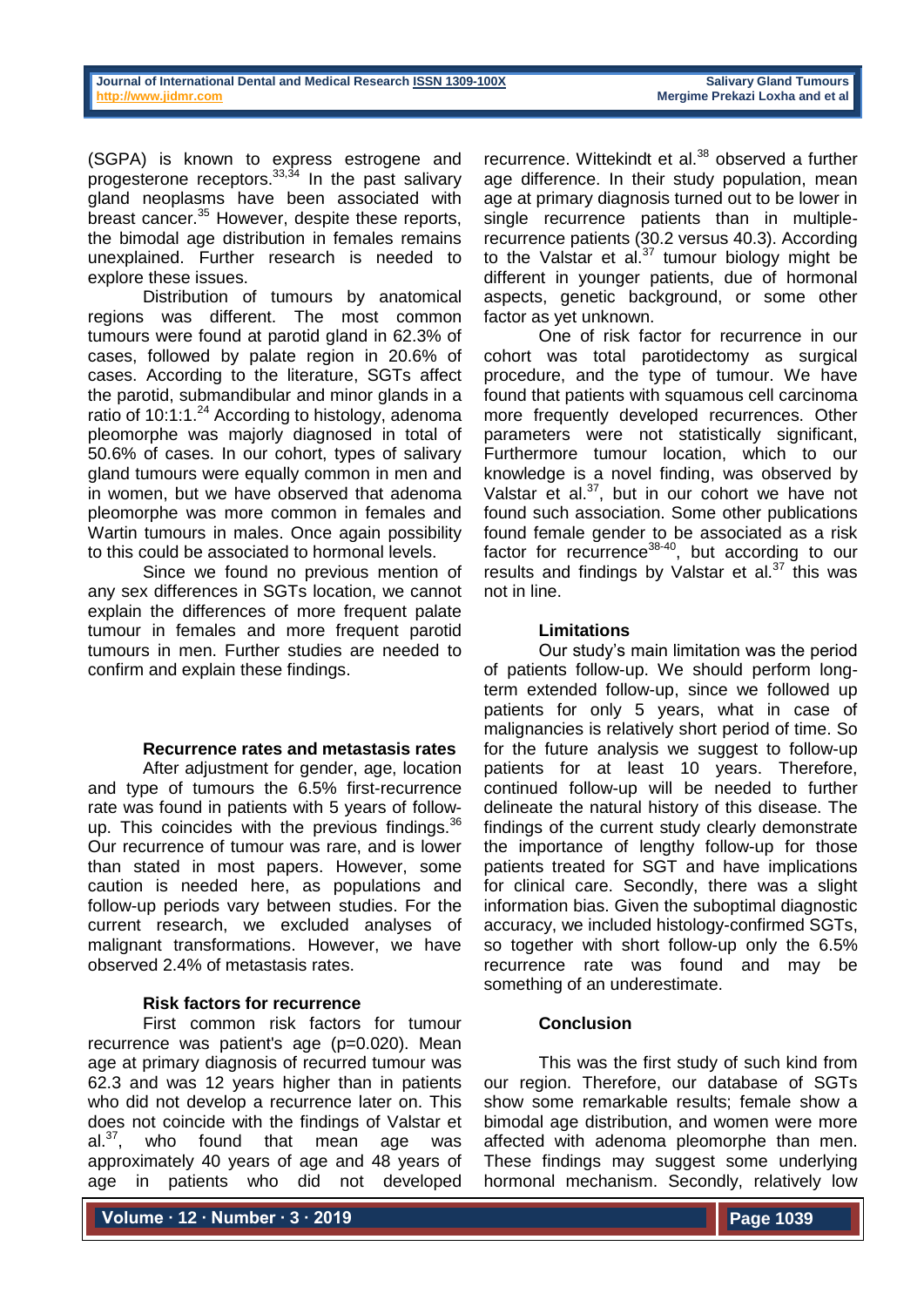(SGPA) is known to express estrogene and progesterone receptors.[33,34] In the past salivary gland neoplasms have been associated with breast cancer.[35] However, despite these reports, the bimodal age distribution in females remains unexplained. Further research is needed to explore these issues.

Distribution of tumours by anatomical regions was different. The most common tumours were found at parotid gland in 62.3% of cases, followed by palate region in 20.6% of cases. According to the literature, SGTs affect the parotid, submandibular and minor glands in a ratio of 10:1:1.[24] According to histology, adenoma pleomorphe was majorly diagnosed in total of 50.6% of cases. In our cohort, types of salivary gland tumours were equally common in men and in women, but we have observed that adenoma pleomorphe was more common in females and Wartin tumours in males. Once again possibility to this could be associated to hormonal levels.

Since we found no previous mention of any sex differences in SGTs location, we cannot explain the differences of more frequent palate tumour in females and more frequent parotid tumours in men. Further studies are needed to confirm and explain these findings.

### Recurrence rates and metastasis rates

After adjustment for gender, age, location and type of tumours the 6.5% first-recurrence rate was found in patients with 5 years of follow-up. This coincides with the previous findings.[36] Our recurrence of tumour was rare, and is lower than stated in most papers. However, some caution is needed here, as populations and follow-up periods vary between studies. For the current research, we excluded analyses of malignant transformations. However, we have observed 2.4% of metastasis rates.

### Risk factors for recurrence

First common risk factors for tumour recurrence was patient's age ($p=0.020$). Mean age at primary diagnosis of recurred tumour was 62.3 and was 12 years higher than in patients who did not develop a recurrence later on. This does not coincide with the findings of Valstar et al.[37], who found that mean age was approximately 40 years of age and 48 years of age in patients who did not developed recurrence. Wittekindt et al.[38] observed a further age difference. In their study population, mean age at primary diagnosis turned out to be lower in single recurrence patients than in multiple-recurrence patients (30.2 versus 40.3). According to the Valstar et al.[37] tumour biology might be different in younger patients, due of hormonal aspects, genetic background, or some other factor as yet unknown.

One of risk factor for recurrence in our cohort was total parotidectomy as surgical procedure, and the type of tumour. We have found that patients with squamous cell carcinoma more frequently developed recurrences. Other parameters were not statistically significant, Furthermore tumour location, which to our knowledge is a novel finding, was observed by Valstar et al.[37], but in our cohort we have not found such association. Some other publications found female gender to be associated as a risk factor for recurrence[38-40], but according to our results and findings by Valstar et al.[37] this was not in line.

### Limitations

Our study's main limitation was the period of patients follow-up. We should perform long-term extended follow-up, since we followed up patients for only 5 years, what in case of malignancies is relatively short period of time. So for the future analysis we suggest to follow-up patients for at least 10 years. Therefore, continued follow-up will be needed to further delineate the natural history of this disease. The findings of the current study clearly demonstrate the importance of lengthy follow-up for those patients treated for SGT and have implications for clinical care. Secondly, there was a slight information bias. Given the suboptimal diagnostic accuracy, we included histology-confirmed SGTs, so together with short follow-up only the 6.5% recurrence rate was found and may be something of an underestimate.

### Conclusion

This was the first study of such kind from our region. Therefore, our database of SGTs show some remarkable results; female show a bimodal age distribution, and women were more affected with adenoma pleomorphe than men. These findings may suggest some underlying hormonal mechanism. Secondly, relatively low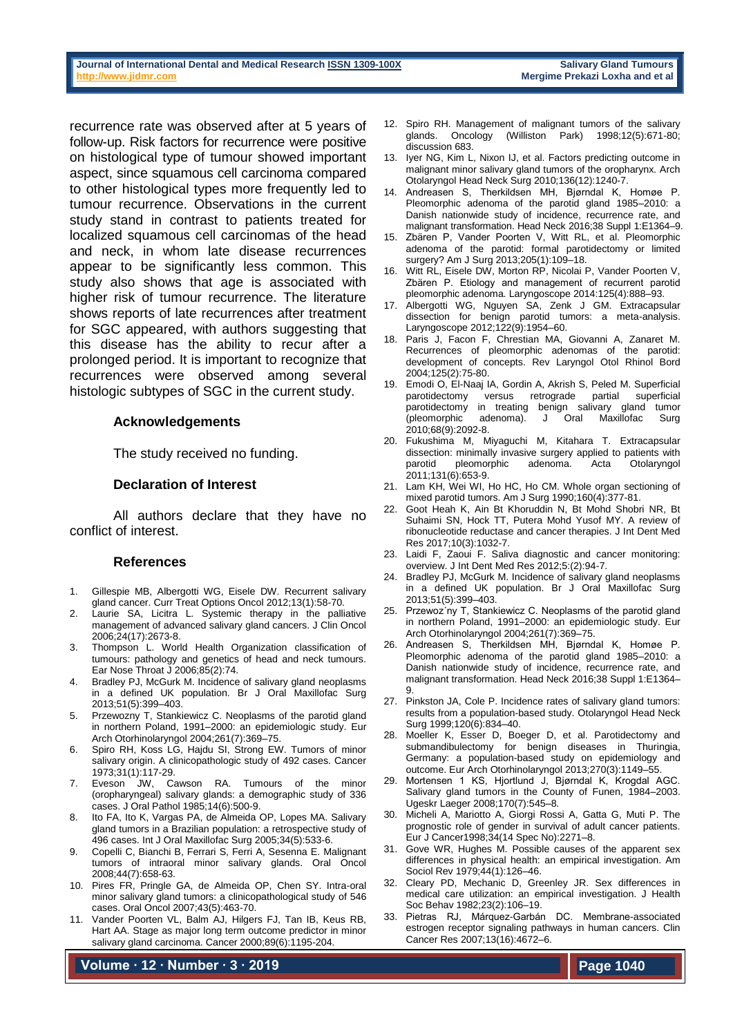recurrence rate was observed after at 5 years of follow-up. Risk factors for recurrence were positive on histological type of tumour showed important aspect, since squamous cell carcinoma compared to other histological types more frequently led to tumour recurrence. Observations in the current study stand in contrast to patients treated for localized squamous cell carcinomas of the head and neck, in whom late disease recurrences appear to be significantly less common. This study also shows that age is associated with higher risk of tumour recurrence. The literature shows reports of late recurrences after treatment for SGC appeared, with authors suggesting that this disease has the ability to recur after a prolonged period. It is important to recognize that recurrences were observed among several histologic subtypes of SGC in the current study.

## Acknowledgements

The study received no funding.

## Declaration of Interest

All authors declare that they have no conflict of interest.

## References

1. Gillespie MB, Albergotti WG, Eisele DW. Recurrent salivary gland cancer. Curr Treat Options Oncol 2012;13(1):58-70.
2. Laurie SA, Licitra L. Systemic therapy in the palliative management of advanced salivary gland cancers. J Clin Oncol 2006;24(17):2673-8.
3. Thompson L. World Health Organization classification of tumours: pathology and genetics of head and neck tumours. Ear Nose Throat J 2006;85(2):74.
4. Bradley PJ, McGurk M. Incidence of salivary gland neoplasms in a defined UK population. Br J Oral Maxillofac Surg 2013;51(5):399–403.
5. Przewozny T, Stankiewicz C. Neoplasms of the parotid gland in northern Poland, 1991–2000: an epidemiologic study. Eur Arch Otorhinolaryngol 2004;261(7):369–75.
6. Spiro RH, Koss LG, Hajdu SI, Strong EW. Tumors of minor salivary origin. A clinicopathologic study of 492 cases. Cancer 1973;31(1):117-29.
7. Eveson JW, Cawson RA. Tumours of the minor (oropharyngeal) salivary glands: a demographic study of 336 cases. J Oral Pathol 1985;14(6):500-9.
8. Ito FA, Ito K, Vargas PA, de Almeida OP, Lopes MA. Salivary gland tumors in a Brazilian population: a retrospective study of 496 cases. Int J Oral Maxillofac Surg 2005;34(5):533-6.
9. Copelli C, Bianchi B, Ferrari S, Ferri A, Sesenna E. Malignant tumors of intraoral minor salivary glands. Oral Oncol 2008;44(7):658-63.
10. Pires FR, Pringle GA, de Almeida OP, Chen SY. Intra-oral minor salivary gland tumors: a clinicopathological study of 546 cases. Oral Oncol 2007;43(5):463-70.
11. Vander Poorten VL, Balm AJ, Hilgers FJ, Tan IB, Keus RB, Hart AA. Stage as major long term outcome predictor in minor salivary gland carcinoma. Cancer 2000;89(6):1195-204.
12. Spiro RH. Management of malignant tumors of the salivary glands. Oncology (Williston Park) 1998;12(5):671-80; discussion 683.
13. Iyer NG, Kim L, Nixon IJ, et al. Factors predicting outcome in malignant minor salivary gland tumors of the oropharynx. Arch Otolaryngol Head Neck Surg 2010;136(12):1240-7.
14. Andreasen S, Therkildsen MH, Bjørndal K, Homøe P. Pleomorphic adenoma of the parotid gland 1985–2010: a Danish nationwide study of incidence, recurrence rate, and malignant transformation. Head Neck 2016;38 Suppl 1:E1364–9.
15. Zbären P, Vander Poorten V, Witt RL, et al. Pleomorphic adenoma of the parotid: formal parotidectomy or limited surgery? Am J Surg 2013;205(1):109–18.
16. Witt RL, Eisele DW, Morton RP, Nicolai P, Vander Poorten V, Zbären P. Etiology and management of recurrent parotid pleomorphic adenoma. Laryngoscope 2014:125(4):888–93.
17. Albergotti WG, Nguyen SA, Zenk J GM. Extracapsular dissection for benign parotid tumors: a meta-analysis. Laryngoscope 2012;122(9):1954–60.
18. Paris J, Facon F, Chrestian MA, Giovanni A, Zanaret M. Recurrences of pleomorphic adenomas of the parotid: development of concepts. Rev Laryngol Otol Rhinol Bord 2004;125(2):75-80.
19. Emodi O, El-Naaj IA, Gordin A, Akrish S, Peled M. Superficial parotidectomy versus retrograde partial superficial parotidectomy in treating benign salivary gland tumor (pleomorphic adenoma). J Oral Maxillofac Surg 2010;68(9):2092-8.
20. Fukushima M, Miyaguchi M, Kitahara T. Extracapsular dissection: minimally invasive surgery applied to patients with parotid pleomorphic adenoma. Acta Otolaryngol 2011;131(6):653-9.
21. Lam KH, Wei WI, Ho HC, Ho CM. Whole organ sectioning of mixed parotid tumors. Am J Surg 1990;160(4):377-81.
22. Goot Heah K, Ain Bt Khoruddin N, Bt Mohd Shobri NR, Bt Suhaimi SN, Hock TT, Putera Mohd Yusof MY. A review of ribonucleotide reductase and cancer therapies. J Int Dent Med Res 2017;10(3):1032-7.
23. Laidi F, Zaoui F. Saliva diagnostic and cancer monitoring: overview. J Int Dent Med Res 2012;5:(2):94-7.
24. Bradley PJ, McGurk M. Incidence of salivary gland neoplasms in a defined UK population. Br J Oral Maxillofac Surg 2013;51(5):399–403.
25. Przewoz´ny T, Stankiewicz C. Neoplasms of the parotid gland in northern Poland, 1991–2000: an epidemiologic study. Eur Arch Otorhinolaryngol 2004;261(7):369–75.
26. Andreasen S, Therkildsen MH, Bjørndal K, Homøe P. Pleomorphic adenoma of the parotid gland 1985–2010: a Danish nationwide study of incidence, recurrence rate, and malignant transformation. Head Neck 2016;38 Suppl 1:E1364–9.
27. Pinkston JA, Cole P. Incidence rates of salivary gland tumors: results from a population-based study. Otolaryngol Head Neck Surg 1999;120(6):834–40.
28. Moeller K, Esser D, Boeger D, et al. Parotidectomy and submandibulectomy for benign diseases in Thuringia, Germany: a population-based study on epidemiology and outcome. Eur Arch Otorhinolaryngol 2013;270(3):1149–55.
29. Mortensen 1 KS, Hjortlund J, Bjørndal K, Krogdal AGC. Salivary gland tumors in the County of Funen, 1984–2003. Ugeskr Laeger 2008;170(7):545–8.
30. Micheli A, Mariotto A, Giorgi Rossi A, Gatta G, Muti P. The prognostic role of gender in survival of adult cancer patients. Eur J Cancer1998;34(14 Spec No):2271–8.
31. Gove WR, Hughes M. Possible causes of the apparent sex differences in physical health: an empirical investigation. Am Sociol Rev 1979;44(1):126–46.
32. Cleary PD, Mechanic D, Greenley JR. Sex differences in medical care utilization: an empirical investigation. J Health Soc Behav 1982;23(2):106–19.
33. Pietras RJ, Márquez-Garbán DC. Membrane-associated estrogen receptor signaling pathways in human cancers. Clin Cancer Res 2007;13(16):4672–6.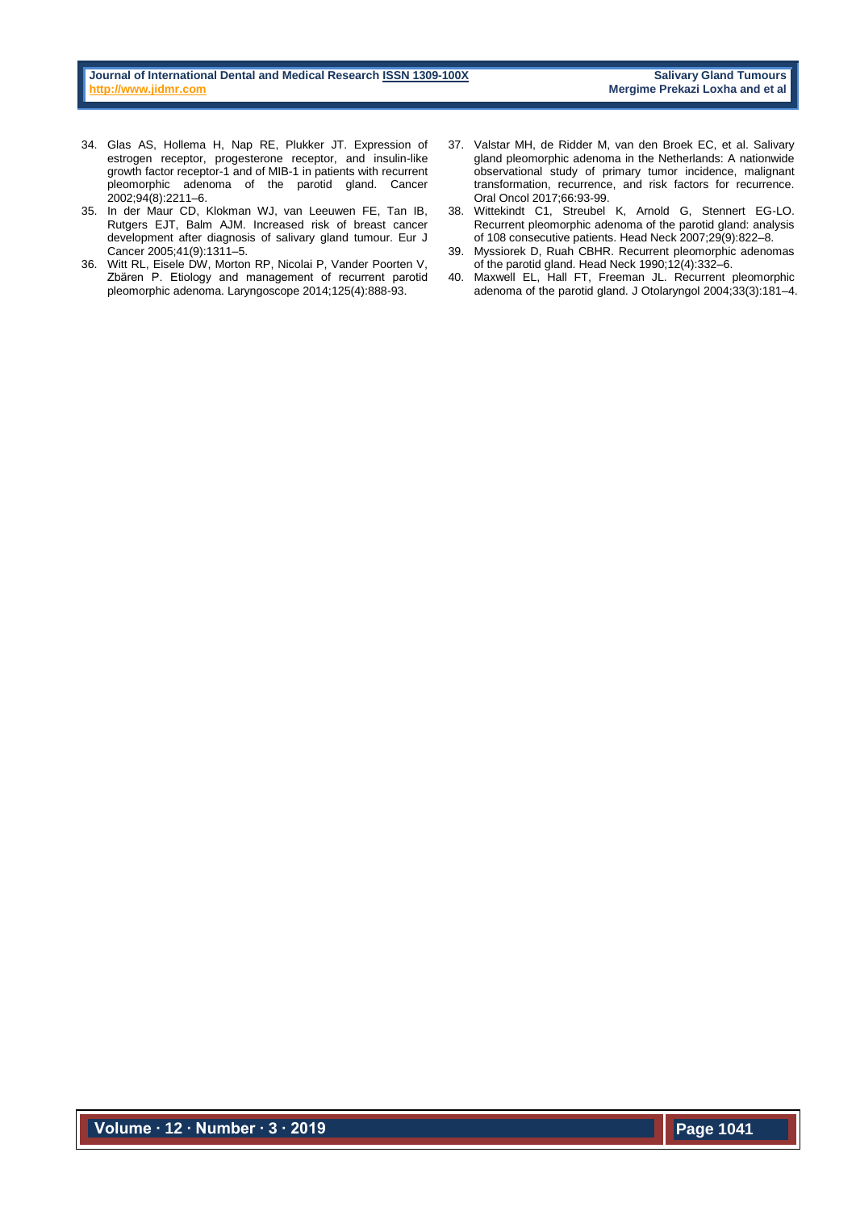34. Glas AS, Hollema H, Nap RE, Plukker JT. Expression of estrogen receptor, progesterone receptor, and insulin-like growth factor receptor-1 and of MIB-1 in patients with recurrent pleomorphic adenoma of the parotid gland. Cancer 2002;94(8):2211–6.
35. In der Maur CD, Klokman WJ, van Leeuwen FE, Tan IB, Rutgers EJT, Balm AJM. Increased risk of breast cancer development after diagnosis of salivary gland tumour. Eur J Cancer 2005;41(9):1311–5.
36. Witt RL, Eisele DW, Morton RP, Nicolai P, Vander Poorten V, Zbären P. Etiology and management of recurrent parotid pleomorphic adenoma. Laryngoscope 2014;125(4):888-93.
37. Valstar MH, de Ridder M, van den Broek EC, et al. Salivary gland pleomorphic adenoma in the Netherlands: A nationwide observational study of primary tumor incidence, malignant transformation, recurrence, and risk factors for recurrence. Oral Oncol 2017;66:93-99.
38. Wittekindt C1, Streubel K, Arnold G, Stennert EG-LO. Recurrent pleomorphic adenoma of the parotid gland: analysis of 108 consecutive patients. Head Neck 2007;29(9):822–8.
39. Myssiorek D, Ruah CBHR. Recurrent pleomorphic adenomas of the parotid gland. Head Neck 1990;12(4):332–6.
40. Maxwell EL, Hall FT, Freeman JL. Recurrent pleomorphic adenoma of the parotid gland. J Otolaryngol 2004;33(3):181–4.